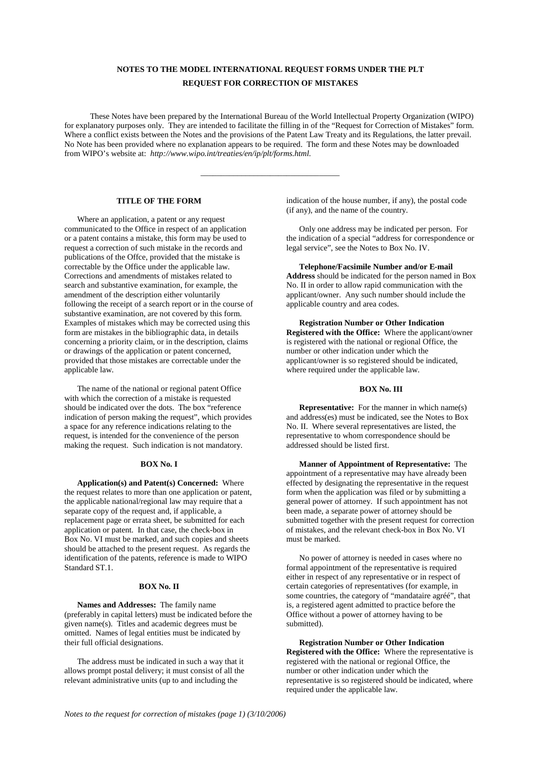# NOTES TO THE MODEL INTERNATIONAL REQUEST FORMS UNDER THE PLT

## REQUEST FOR CORRECTION OF MISTAKES

These Notes have been prepared by the International Bureau of the World Intellectual Property Organization (WIPO) for explanatory purposes only. They are intended to facilitate the filling in of the "Request for Correction of Mistakes" form. Where a conflict exists between the Notes and the provisions of the Patent Law Treaty and its Regulations, the latter prevail. No Note has been provided where no explanation appears to be required. The form and these Notes may be downloaded from WIPO's website at: *http://www.wipo.int/treaties/en/ip/plt/forms.html.*

---

### TITLE OF THE FORM

Where an application, a patent or any request communicated to the Office in respect of an application or a patent contains a mistake, this form may be used to request a correction of such mistake in the records and publications of the Offce, provided that the mistake is correctable by the Office under the applicable law. Corrections and amendments of mistakes related to search and substantive examination, for example, the amendment of the description either voluntarily following the receipt of a search report or in the course of substantive examination, are not covered by this form. Examples of mistakes which may be corrected using this form are mistakes in the bibliographic data, in details concerning a priority claim, or in the description, claims or drawings of the application or patent concerned, provided that those mistakes are correctable under the applicable law.

The name of the national or regional patent Office with which the correction of a mistake is requested should be indicated over the dots. The box "reference indication of person making the request", which provides a space for any reference indications relating to the request, is intended for the convenience of the person making the request. Such indication is not mandatory.

### BOX No. I

**Application(s) and Patent(s) Concerned:** Where the request relates to more than one application or patent, the applicable national/regional law may require that a separate copy of the request and, if applicable, a replacement page or errata sheet, be submitted for each application or patent. In that case, the check-box in Box No. VI must be marked, and such copies and sheets should be attached to the present request. As regards the identification of the patents, reference is made to WIPO Standard ST.1.

### BOX No. II

**Names and Addresses:** The family name (preferably in capital letters) must be indicated before the given name(s). Titles and academic degrees must be omitted. Names of legal entities must be indicated by their full official designations.

The address must be indicated in such a way that it allows prompt postal delivery; it must consist of all the relevant administrative units (up to and including the indication of the house number, if any), the postal code (if any), and the name of the country.

Only one address may be indicated per person. For the indication of a special "address for correspondence or legal service", see the Notes to Box No. IV.

**Telephone/Facsimile Number and/or E-mail Address** should be indicated for the person named in Box No. II in order to allow rapid communication with the applicant/owner. Any such number should include the applicable country and area codes.

**Registration Number or Other Indication Registered with the Office:** Where the applicant/owner is registered with the national or regional Office, the number or other indication under which the applicant/owner is so registered should be indicated, where required under the applicable law.

### BOX No. III

**Representative:** For the manner in which name(s) and address(es) must be indicated, see the Notes to Box No. II. Where several representatives are listed, the representative to whom correspondence should be addressed should be listed first.

**Manner of Appointment of Representative:** The appointment of a representative may have already been effected by designating the representative in the request form when the application was filed or by submitting a general power of attorney. If such appointment has not been made, a separate power of attorney should be submitted together with the present request for correction of mistakes, and the relevant check-box in Box No. VI must be marked.

No power of attorney is needed in cases where no formal appointment of the representative is required either in respect of any representative or in respect of certain categories of representatives (for example, in some countries, the category of "mandataire agréé", that is, a registered agent admitted to practice before the Office without a power of attorney having to be submitted).

**Registration Number or Other Indication Registered with the Office:** Where the representative is registered with the national or regional Office, the number or other indication under which the representative is so registered should be indicated, where required under the applicable law.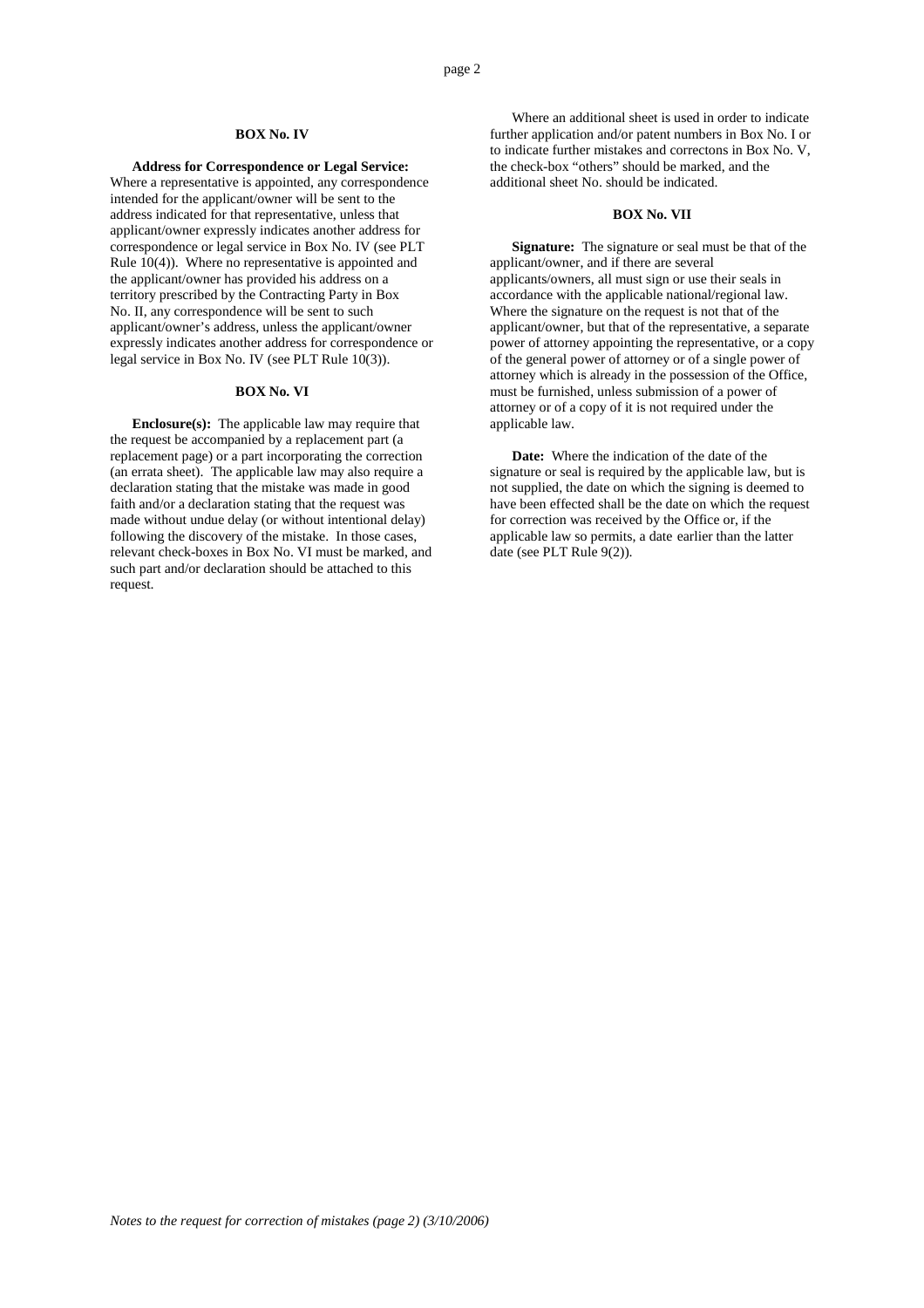### BOX No. IV

**Address for Correspondence or Legal Service:** Where a representative is appointed, any correspondence intended for the applicant/owner will be sent to the address indicated for that representative, unless that applicant/owner expressly indicates another address for correspondence or legal service in Box No. IV (see PLT Rule 10(4)). Where no representative is appointed and the applicant/owner has provided his address on a territory prescribed by the Contracting Party in Box No. II, any correspondence will be sent to such applicant/owner's address, unless the applicant/owner expressly indicates another address for correspondence or legal service in Box No. IV (see PLT Rule 10(3)).

### BOX No. VI

**Enclosure(s):** The applicable law may require that the request be accompanied by a replacement part (a replacement page) or a part incorporating the correction (an errata sheet). The applicable law may also require a declaration stating that the mistake was made in good faith and/or a declaration stating that the request was made without undue delay (or without intentional delay) following the discovery of the mistake. In those cases, relevant check-boxes in Box No. VI must be marked, and such part and/or declaration should be attached to this request.

Where an additional sheet is used in order to indicate further application and/or patent numbers in Box No. I or to indicate further mistakes and correctons in Box No. V, the check-box "others" should be marked, and the additional sheet No. should be indicated.

### BOX No. VII

**Signature:** The signature or seal must be that of the applicant/owner, and if there are several applicants/owners, all must sign or use their seals in accordance with the applicable national/regional law. Where the signature on the request is not that of the applicant/owner, but that of the representative, a separate power of attorney appointing the representative, or a copy of the general power of attorney or of a single power of attorney which is already in the possession of the Office, must be furnished, unless submission of a power of attorney or of a copy of it is not required under the applicable law.

**Date:** Where the indication of the date of the signature or seal is required by the applicable law, but is not supplied, the date on which the signing is deemed to have been effected shall be the date on which the request for correction was received by the Office or, if the applicable law so permits, a date earlier than the latter date (see PLT Rule 9(2)).